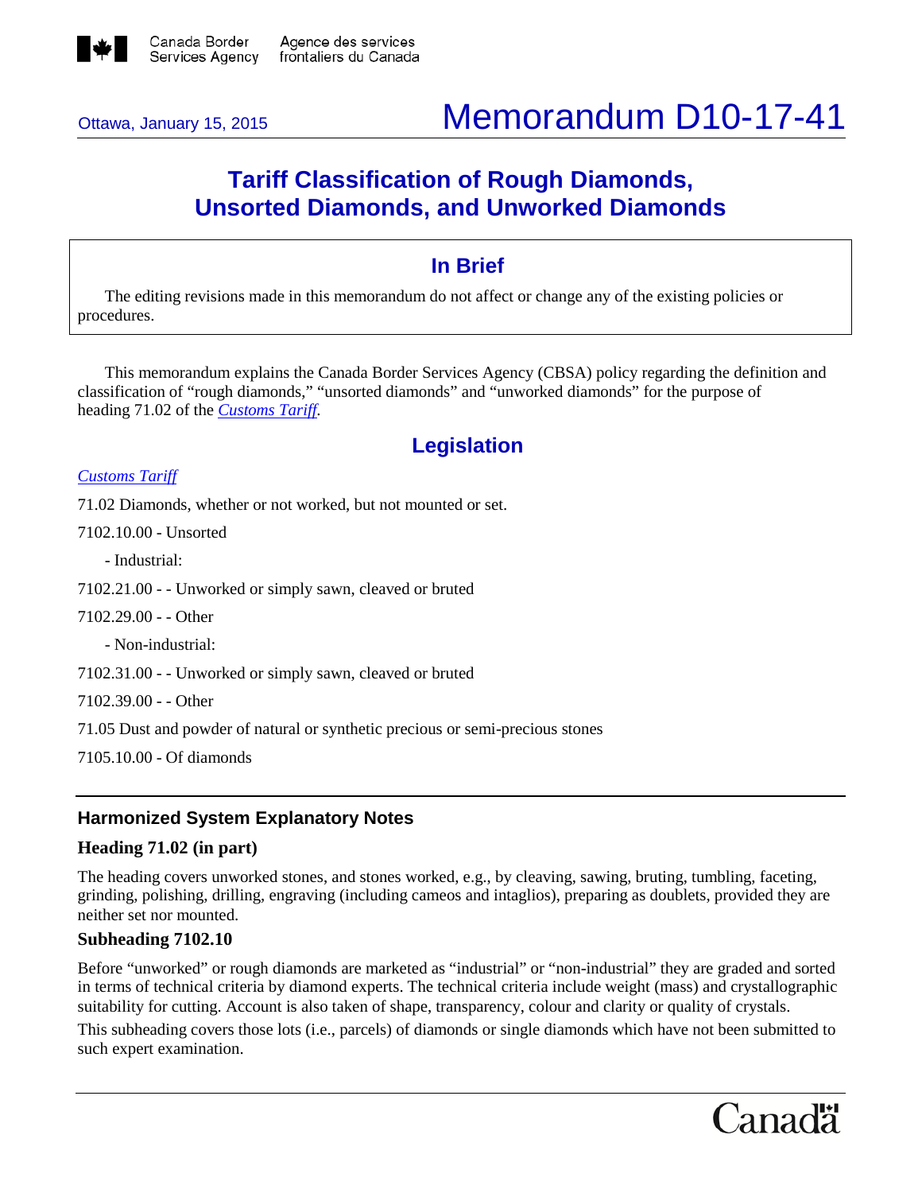Canada Border Services Agency | Agence des services frontaliers du Canada

Ottawa, January 15, 2015

# Memorandum D10-17-41

## Tariff Classification of Rough Diamonds, Unsorted Diamonds, and Unworked Diamonds

### In Brief

The editing revisions made in this memorandum do not affect or change any of the existing policies or procedures.

This memorandum explains the Canada Border Services Agency (CBSA) policy regarding the definition and classification of "rough diamonds," "unsorted diamonds" and "unworked diamonds" for the purpose of heading 71.02 of the *Customs Tariff*.

## Legislation

*Customs Tariff*

71.02 Diamonds, whether or not worked, but not mounted or set.

7102.10.00 - Unsorted

- Industrial:

7102.21.00 - - Unworked or simply sawn, cleaved or bruted

7102.29.00 - - Other

- Non-industrial:

7102.31.00 - - Unworked or simply sawn, cleaved or bruted

7102.39.00 - - Other

71.05 Dust and powder of natural or synthetic precious or semi-precious stones

7105.10.00 - Of diamonds

### Harmonized System Explanatory Notes

**Heading 71.02 (in part)**

The heading covers unworked stones, and stones worked, e.g., by cleaving, sawing, bruting, tumbling, faceting, grinding, polishing, drilling, engraving (including cameos and intaglios), preparing as doublets, provided they are neither set nor mounted.

**Subheading 7102.10**

Before "unworked" or rough diamonds are marketed as "industrial" or "non-industrial" they are graded and sorted in terms of technical criteria by diamond experts. The technical criteria include weight (mass) and crystallographic suitability for cutting. Account is also taken of shape, transparency, colour and clarity or quality of crystals.

This subheading covers those lots (i.e., parcels) of diamonds or single diamonds which have not been submitted to such expert examination.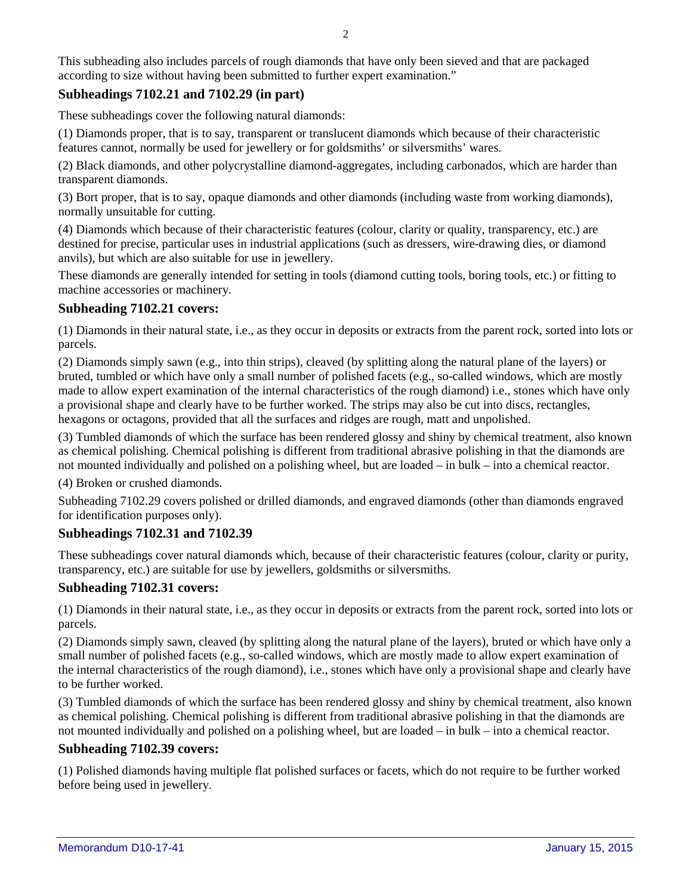This subheading also includes parcels of rough diamonds that have only been sieved and that are packaged according to size without having been submitted to further expert examination."

### Subheadings 7102.21 and 7102.29 (in part)

These subheadings cover the following natural diamonds:

(1) Diamonds proper, that is to say, transparent or translucent diamonds which because of their characteristic features cannot, normally be used for jewellery or for goldsmiths' or silversmiths' wares.

(2) Black diamonds, and other polycrystalline diamond-aggregates, including carbonados, which are harder than transparent diamonds.

(3) Bort proper, that is to say, opaque diamonds and other diamonds (including waste from working diamonds), normally unsuitable for cutting.

(4) Diamonds which because of their characteristic features (colour, clarity or quality, transparency, etc.) are destined for precise, particular uses in industrial applications (such as dressers, wire-drawing dies, or diamond anvils), but which are also suitable for use in jewellery.

These diamonds are generally intended for setting in tools (diamond cutting tools, boring tools, etc.) or fitting to machine accessories or machinery.

### Subheading 7102.21 covers:

(1) Diamonds in their natural state, i.e., as they occur in deposits or extracts from the parent rock, sorted into lots or parcels.

(2) Diamonds simply sawn (e.g., into thin strips), cleaved (by splitting along the natural plane of the layers) or bruted, tumbled or which have only a small number of polished facets (e.g., so-called windows, which are mostly made to allow expert examination of the internal characteristics of the rough diamond) i.e., stones which have only a provisional shape and clearly have to be further worked. The strips may also be cut into discs, rectangles, hexagons or octagons, provided that all the surfaces and ridges are rough, matt and unpolished.

(3) Tumbled diamonds of which the surface has been rendered glossy and shiny by chemical treatment, also known as chemical polishing. Chemical polishing is different from traditional abrasive polishing in that the diamonds are not mounted individually and polished on a polishing wheel, but are loaded – in bulk – into a chemical reactor.

(4) Broken or crushed diamonds.

Subheading 7102.29 covers polished or drilled diamonds, and engraved diamonds (other than diamonds engraved for identification purposes only).

### Subheadings 7102.31 and 7102.39

These subheadings cover natural diamonds which, because of their characteristic features (colour, clarity or purity, transparency, etc.) are suitable for use by jewellers, goldsmiths or silversmiths.

### Subheading 7102.31 covers:

(1) Diamonds in their natural state, i.e., as they occur in deposits or extracts from the parent rock, sorted into lots or parcels.

(2) Diamonds simply sawn, cleaved (by splitting along the natural plane of the layers), bruted or which have only a small number of polished facets (e.g., so-called windows, which are mostly made to allow expert examination of the internal characteristics of the rough diamond), i.e., stones which have only a provisional shape and clearly have to be further worked.

(3) Tumbled diamonds of which the surface has been rendered glossy and shiny by chemical treatment, also known as chemical polishing. Chemical polishing is different from traditional abrasive polishing in that the diamonds are not mounted individually and polished on a polishing wheel, but are loaded – in bulk – into a chemical reactor.

### Subheading 7102.39 covers:

(1) Polished diamonds having multiple flat polished surfaces or facets, which do not require to be further worked before being used in jewellery.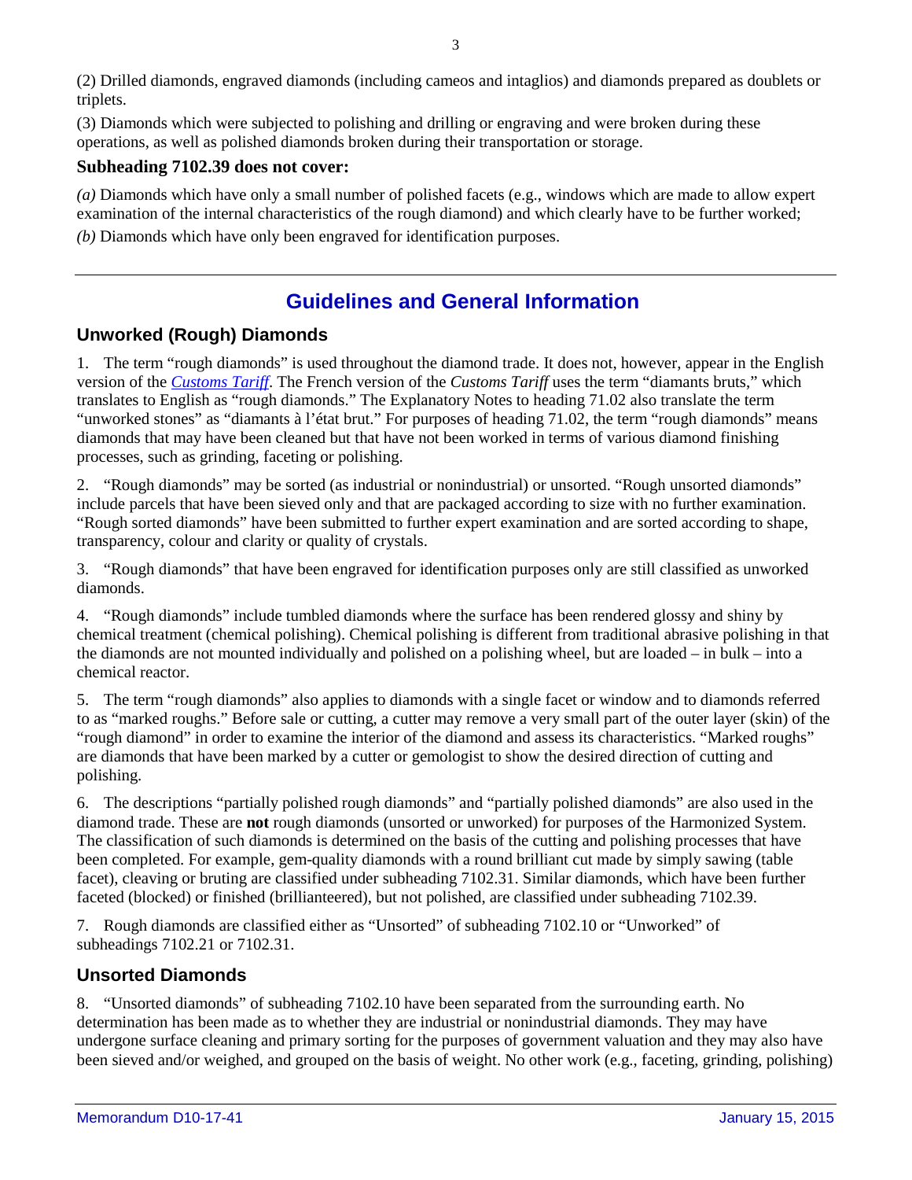(2) Drilled diamonds, engraved diamonds (including cameos and intaglios) and diamonds prepared as doublets or triplets.

(3) Diamonds which were subjected to polishing and drilling or engraving and were broken during these operations, as well as polished diamonds broken during their transportation or storage.

**Subheading 7102.39 does not cover:**

*(a)* Diamonds which have only a small number of polished facets (e.g., windows which are made to allow expert examination of the internal characteristics of the rough diamond) and which clearly have to be further worked;

*(b)* Diamonds which have only been engraved for identification purposes.

---

## Guidelines and General Information

### Unworked (Rough) Diamonds

1. The term "rough diamonds" is used throughout the diamond trade. It does not, however, appear in the English version of the *Customs Tariff*. The French version of the *Customs Tariff* uses the term "diamants bruts," which translates to English as "rough diamonds." The Explanatory Notes to heading 71.02 also translate the term "unworked stones" as "diamants à l'état brut." For purposes of heading 71.02, the term "rough diamonds" means diamonds that may have been cleaned but that have not been worked in terms of various diamond finishing processes, such as grinding, faceting or polishing.

2. "Rough diamonds" may be sorted (as industrial or nonindustrial) or unsorted. "Rough unsorted diamonds" include parcels that have been sieved only and that are packaged according to size with no further examination. "Rough sorted diamonds" have been submitted to further expert examination and are sorted according to shape, transparency, colour and clarity or quality of crystals.

3. "Rough diamonds" that have been engraved for identification purposes only are still classified as unworked diamonds.

4. "Rough diamonds" include tumbled diamonds where the surface has been rendered glossy and shiny by chemical treatment (chemical polishing). Chemical polishing is different from traditional abrasive polishing in that the diamonds are not mounted individually and polished on a polishing wheel, but are loaded – in bulk – into a chemical reactor.

5. The term "rough diamonds" also applies to diamonds with a single facet or window and to diamonds referred to as "marked roughs." Before sale or cutting, a cutter may remove a very small part of the outer layer (skin) of the "rough diamond" in order to examine the interior of the diamond and assess its characteristics. "Marked roughs" are diamonds that have been marked by a cutter or gemologist to show the desired direction of cutting and polishing.

6. The descriptions "partially polished rough diamonds" and "partially polished diamonds" are also used in the diamond trade. These are **not** rough diamonds (unsorted or unworked) for purposes of the Harmonized System. The classification of such diamonds is determined on the basis of the cutting and polishing processes that have been completed. For example, gem-quality diamonds with a round brilliant cut made by simply sawing (table facet), cleaving or bruting are classified under subheading 7102.31. Similar diamonds, which have been further faceted (blocked) or finished (brillianteered), but not polished, are classified under subheading 7102.39.

7. Rough diamonds are classified either as "Unsorted" of subheading 7102.10 or "Unworked" of subheadings 7102.21 or 7102.31.

### Unsorted Diamonds

8. "Unsorted diamonds" of subheading 7102.10 have been separated from the surrounding earth. No determination has been made as to whether they are industrial or nonindustrial diamonds. They may have undergone surface cleaning and primary sorting for the purposes of government valuation and they may also have been sieved and/or weighed, and grouped on the basis of weight. No other work (e.g., faceting, grinding, polishing)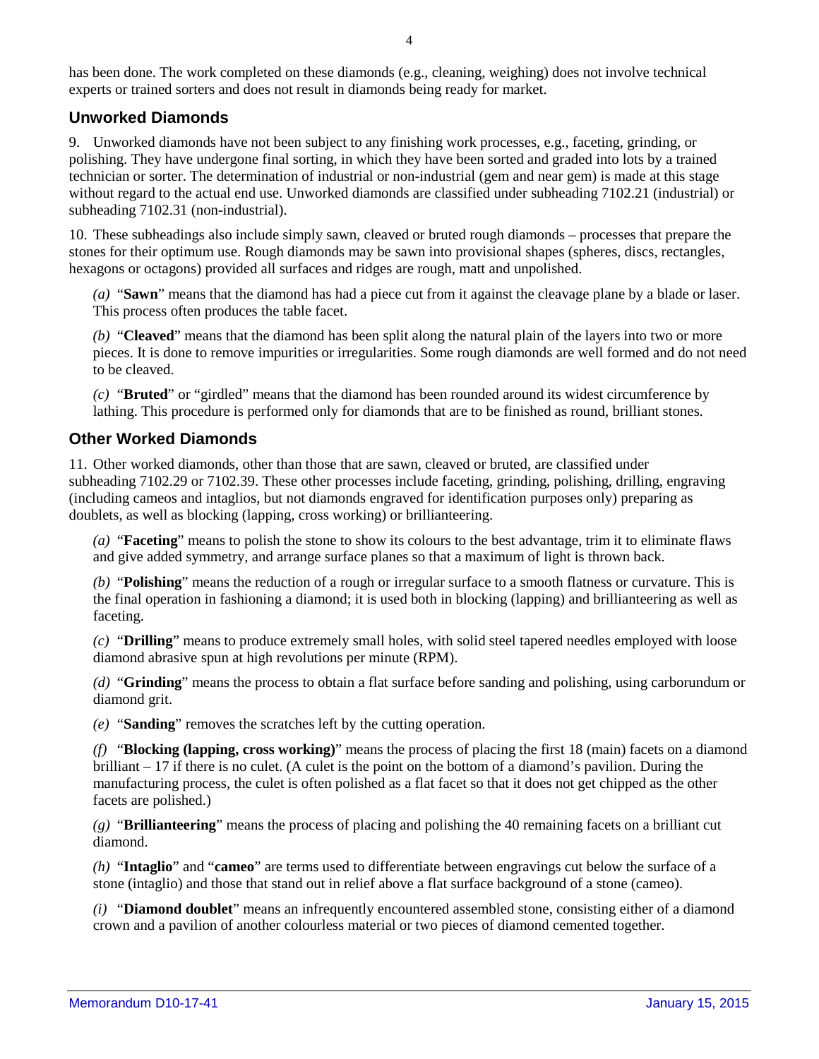has been done. The work completed on these diamonds (e.g., cleaning, weighing) does not involve technical experts or trained sorters and does not result in diamonds being ready for market.

## Unworked Diamonds

9. Unworked diamonds have not been subject to any finishing work processes, e.g., faceting, grinding, or polishing. They have undergone final sorting, in which they have been sorted and graded into lots by a trained technician or sorter. The determination of industrial or non-industrial (gem and near gem) is made at this stage without regard to the actual end use. Unworked diamonds are classified under subheading 7102.21 (industrial) or subheading 7102.31 (non-industrial).

10. These subheadings also include simply sawn, cleaved or bruted rough diamonds – processes that prepare the stones for their optimum use. Rough diamonds may be sawn into provisional shapes (spheres, discs, rectangles, hexagons or octagons) provided all surfaces and ridges are rough, matt and unpolished.

*(a)* "**Sawn**" means that the diamond has had a piece cut from it against the cleavage plane by a blade or laser. This process often produces the table facet.

*(b)* "**Cleaved**" means that the diamond has been split along the natural plain of the layers into two or more pieces. It is done to remove impurities or irregularities. Some rough diamonds are well formed and do not need to be cleaved.

*(c)* "**Bruted**" or "girdled" means that the diamond has been rounded around its widest circumference by lathing. This procedure is performed only for diamonds that are to be finished as round, brilliant stones.

## Other Worked Diamonds

11. Other worked diamonds, other than those that are sawn, cleaved or bruted, are classified under subheading 7102.29 or 7102.39. These other processes include faceting, grinding, polishing, drilling, engraving (including cameos and intaglios, but not diamonds engraved for identification purposes only) preparing as doublets, as well as blocking (lapping, cross working) or brillianteering.

*(a)* "**Faceting**" means to polish the stone to show its colours to the best advantage, trim it to eliminate flaws and give added symmetry, and arrange surface planes so that a maximum of light is thrown back.

*(b)* "**Polishing**" means the reduction of a rough or irregular surface to a smooth flatness or curvature. This is the final operation in fashioning a diamond; it is used both in blocking (lapping) and brillianteering as well as faceting.

*(c)* "**Drilling**" means to produce extremely small holes, with solid steel tapered needles employed with loose diamond abrasive spun at high revolutions per minute (RPM).

*(d)* "**Grinding**" means the process to obtain a flat surface before sanding and polishing, using carborundum or diamond grit.

*(e)* "**Sanding**" removes the scratches left by the cutting operation.

*(f)* "**Blocking (lapping, cross working)**" means the process of placing the first 18 (main) facets on a diamond brilliant – 17 if there is no culet. (A culet is the point on the bottom of a diamond's pavilion. During the manufacturing process, the culet is often polished as a flat facet so that it does not get chipped as the other facets are polished.)

*(g)* "**Brillianteering**" means the process of placing and polishing the 40 remaining facets on a brilliant cut diamond.

*(h)* "**Intaglio**" and "**cameo**" are terms used to differentiate between engravings cut below the surface of a stone (intaglio) and those that stand out in relief above a flat surface background of a stone (cameo).

*(i)* "**Diamond doublet**" means an infrequently encountered assembled stone, consisting either of a diamond crown and a pavilion of another colourless material or two pieces of diamond cemented together.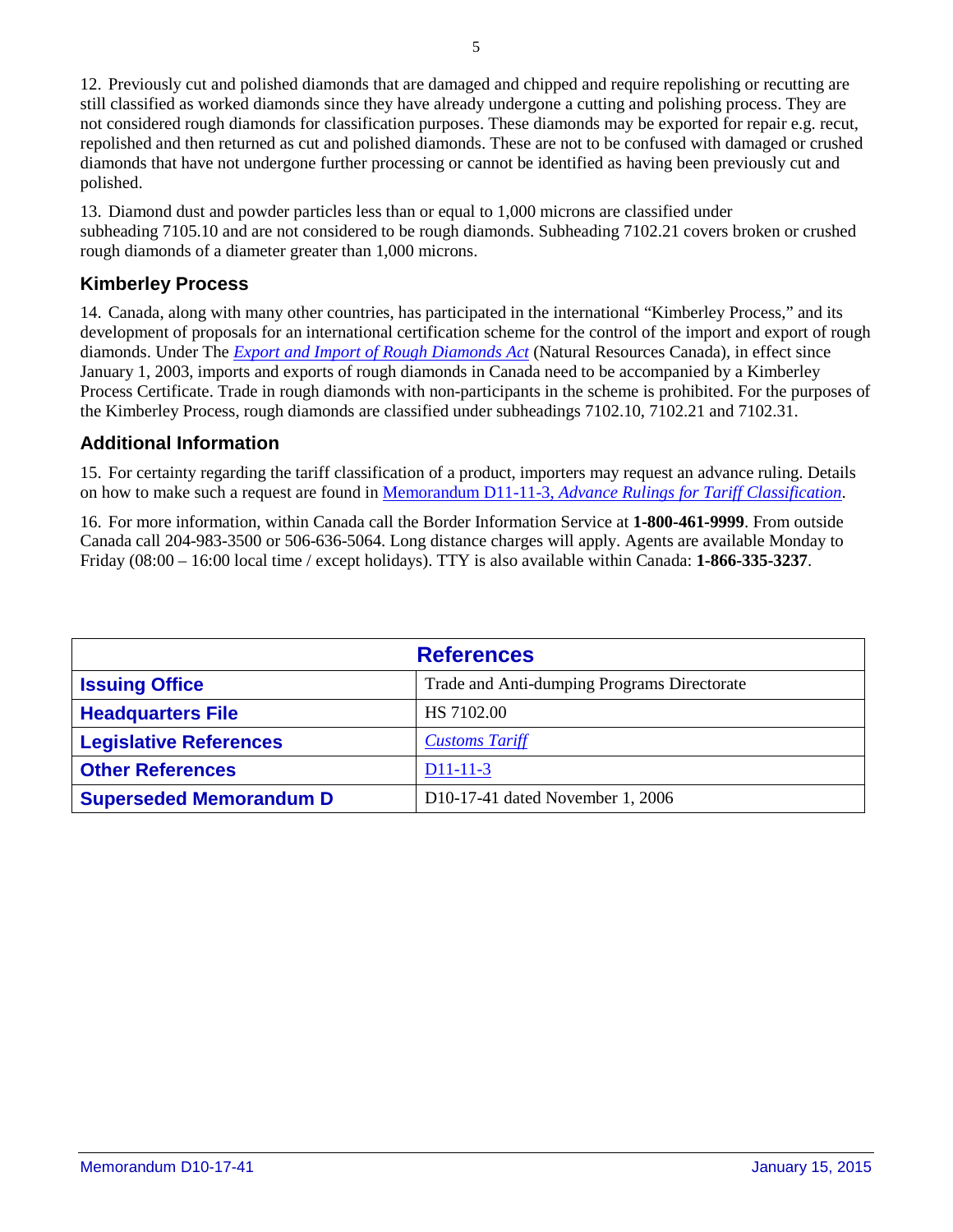12. Previously cut and polished diamonds that are damaged and chipped and require repolishing or recutting are still classified as worked diamonds since they have already undergone a cutting and polishing process. They are not considered rough diamonds for classification purposes. These diamonds may be exported for repair e.g. recut, repolished and then returned as cut and polished diamonds. These are not to be confused with damaged or crushed diamonds that have not undergone further processing or cannot be identified as having been previously cut and polished.

13. Diamond dust and powder particles less than or equal to 1,000 microns are classified under subheading 7105.10 and are not considered to be rough diamonds. Subheading 7102.21 covers broken or crushed rough diamonds of a diameter greater than 1,000 microns.

## Kimberley Process

14. Canada, along with many other countries, has participated in the international "Kimberley Process," and its development of proposals for an international certification scheme for the control of the import and export of rough diamonds. Under The *Export and Import of Rough Diamonds Act* (Natural Resources Canada), in effect since January 1, 2003, imports and exports of rough diamonds in Canada need to be accompanied by a Kimberley Process Certificate. Trade in rough diamonds with non-participants in the scheme is prohibited. For the purposes of the Kimberley Process, rough diamonds are classified under subheadings 7102.10, 7102.21 and 7102.31.

## Additional Information

15. For certainty regarding the tariff classification of a product, importers may request an advance ruling. Details on how to make such a request are found in Memorandum D11-11-3, *Advance Rulings for Tariff Classification*.

16. For more information, within Canada call the Border Information Service at **1-800-461-9999**. From outside Canada call 204-983-3500 or 506-636-5064. Long distance charges will apply. Agents are available Monday to Friday (08:00 – 16:00 local time / except holidays). TTY is also available within Canada: **1-866-335-3237**.

| References | |
|---|---|
| **Issuing Office** | Trade and Anti-dumping Programs Directorate |
| **Headquarters File** | HS 7102.00 |
| **Legislative References** | *Customs Tariff* |
| **Other References** | D11-11-3 |
| **Superseded Memorandum D** | D10-17-41 dated November 1, 2006 |